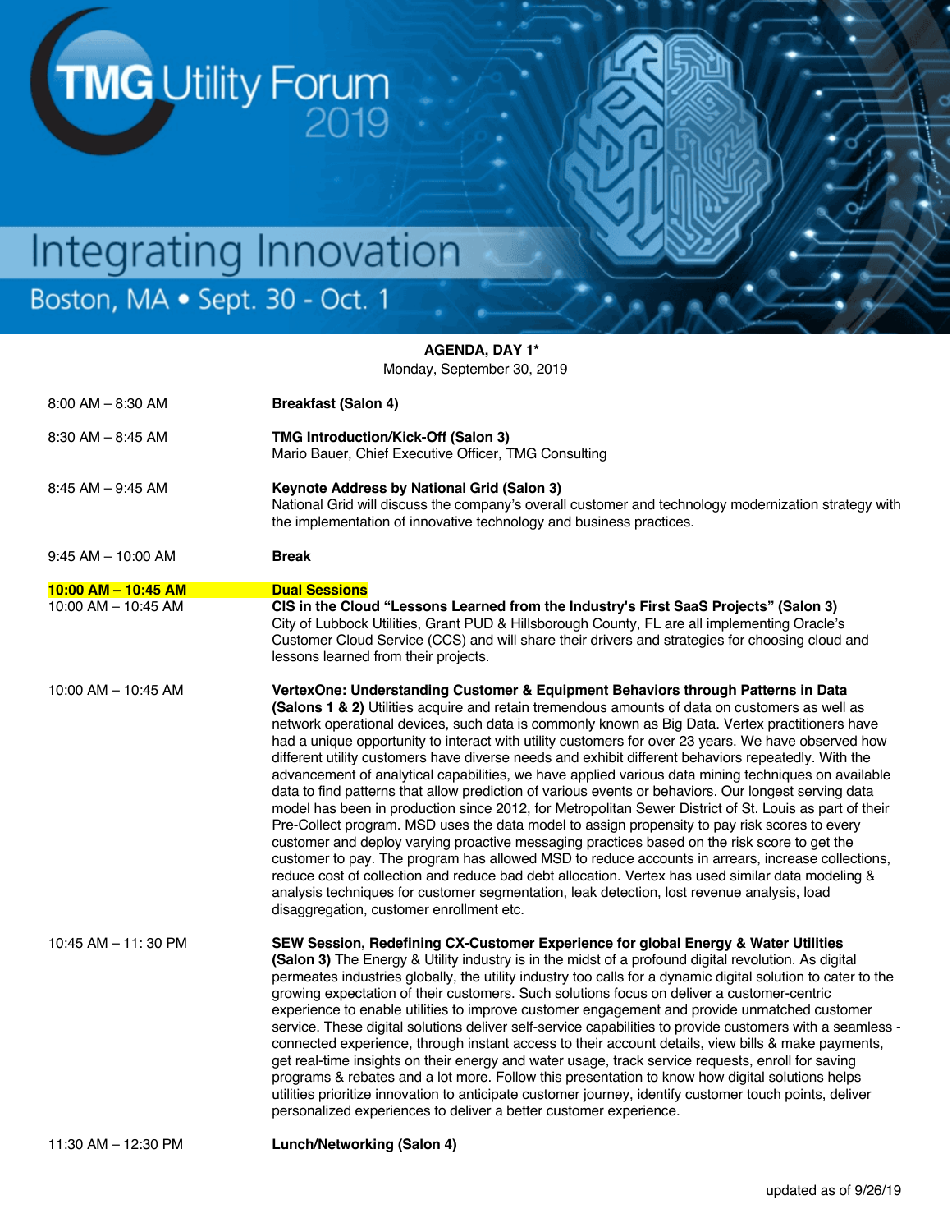# TMG Utility Forum 2019

## Integrating Innovation

Boston, MA • Sept. 30 - Oct. 1

**AGENDA, DAY 1***
Monday, September 30, 2019

| Time | Session |
|---|---|
| 8:00 AM – 8:30 AM | **Breakfast (Salon 4)** |
| 8:30 AM – 8:45 AM | **TMG Introduction/Kick-Off (Salon 3)**<br>Mario Bauer, Chief Executive Officer, TMG Consulting |
| 8:45 AM – 9:45 AM | **Keynote Address by National Grid (Salon 3)**<br>National Grid will discuss the company's overall customer and technology modernization strategy with the implementation of innovative technology and business practices. |
| 9:45 AM – 10:00 AM | **Break** |
| **10:00 AM – 10:45 AM** | **Dual Sessions** |
| 10:00 AM – 10:45 AM | **CIS in the Cloud "Lessons Learned from the Industry's First SaaS Projects" (Salon 3)**<br>City of Lubbock Utilities, Grant PUD & Hillsborough County, FL are all implementing Oracle's Customer Cloud Service (CCS) and will share their drivers and strategies for choosing cloud and lessons learned from their projects. |
| 10:00 AM – 10:45 AM | **VertexOne: Understanding Customer & Equipment Behaviors through Patterns in Data (Salons 1 & 2)** Utilities acquire and retain tremendous amounts of data on customers as well as network operational devices, such data is commonly known as Big Data. Vertex practitioners have had a unique opportunity to interact with utility customers for over 23 years. We have observed how different utility customers have diverse needs and exhibit different behaviors repeatedly. With the advancement of analytical capabilities, we have applied various data mining techniques on available data to find patterns that allow prediction of various events or behaviors. Our longest serving data model has been in production since 2012, for Metropolitan Sewer District of St. Louis as part of their Pre-Collect program. MSD uses the data model to assign propensity to pay risk scores to every customer and deploy varying proactive messaging practices based on the risk score to get the customer to pay. The program has allowed MSD to reduce accounts in arrears, increase collections, reduce cost of collection and reduce bad debt allocation. Vertex has used similar data modeling & analysis techniques for customer segmentation, leak detection, lost revenue analysis, load disaggregation, customer enrollment etc. |
| 10:45 AM – 11: 30 PM | **SEW Session, Redefining CX-Customer Experience for global Energy & Water Utilities (Salon 3)** The Energy & Utility industry is in the midst of a profound digital revolution. As digital permeates industries globally, the utility industry too calls for a dynamic digital solution to cater to the growing expectation of their customers. Such solutions focus on deliver a customer-centric experience to enable utilities to improve customer engagement and provide unmatched customer service. These digital solutions deliver self-service capabilities to provide customers with a seamless - connected experience, through instant access to their account details, view bills & make payments, get real-time insights on their energy and water usage, track service requests, enroll for saving programs & rebates and a lot more. Follow this presentation to know how digital solutions helps utilities prioritize innovation to anticipate customer journey, identify customer touch points, deliver personalized experiences to deliver a better customer experience. |
| 11:30 AM – 12:30 PM | **Lunch/Networking (Salon 4)** |

updated as of 9/26/19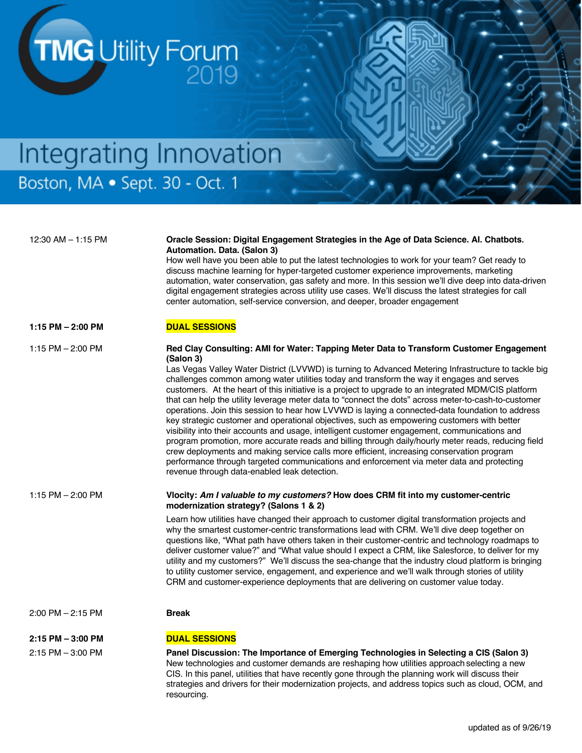# TMG Utility Forum 2019

## Integrating Innovation

Boston, MA • Sept. 30 - Oct. 1

12:30 AM – 1:15 PM

**Oracle Session: Digital Engagement Strategies in the Age of Data Science. AI. Chatbots. Automation. Data. (Salon 3)**
How well have you been able to put the latest technologies to work for your team? Get ready to discuss machine learning for hyper-targeted customer experience improvements, marketing automation, water conservation, gas safety and more. In this session we'll dive deep into data-driven digital engagement strategies across utility use cases. We'll discuss the latest strategies for call center automation, self-service conversion, and deeper, broader engagement

**1:15 PM – 2:00 PM** **DUAL SESSIONS**

1:15 PM – 2:00 PM

**Red Clay Consulting: AMI for Water: Tapping Meter Data to Transform Customer Engagement (Salon 3)**
Las Vegas Valley Water District (LVVWD) is turning to Advanced Metering Infrastructure to tackle big challenges common among water utilities today and transform the way it engages and serves customers. At the heart of this initiative is a project to upgrade to an integrated MDM/CIS platform that can help the utility leverage meter data to "connect the dots" across meter-to-cash-to-customer operations. Join this session to hear how LVVWD is laying a connected-data foundation to address key strategic customer and operational objectives, such as empowering customers with better visibility into their accounts and usage, intelligent customer engagement, communications and program promotion, more accurate reads and billing through daily/hourly meter reads, reducing field crew deployments and making service calls more efficient, increasing conservation program performance through targeted communications and enforcement via meter data and protecting revenue through data-enabled leak detection.

1:15 PM – 2:00 PM

**Vlocity: *Am I valuable to my customers?* How does CRM fit into my customer-centric modernization strategy? (Salons 1 & 2)**

Learn how utilities have changed their approach to customer digital transformation projects and why the smartest customer-centric transformations lead with CRM. We'll dive deep together on questions like, "What path have others taken in their customer-centric and technology roadmaps to deliver customer value?" and "What value should I expect a CRM, like Salesforce, to deliver for my utility and my customers?" We'll discuss the sea-change that the industry cloud platform is bringing to utility customer service, engagement, and experience and we'll walk through stories of utility CRM and customer-experience deployments that are delivering on customer value today.

2:00 PM – 2:15 PM **Break**

**2:15 PM – 3:00 PM** **DUAL SESSIONS**

2:15 PM – 3:00 PM

**Panel Discussion: The Importance of Emerging Technologies in Selecting a CIS (Salon 3)**
New technologies and customer demands are reshaping how utilities approach selecting a new CIS. In this panel, utilities that have recently gone through the planning work will discuss their strategies and drivers for their modernization projects, and address topics such as cloud, OCM, and resourcing.

updated as of 9/26/19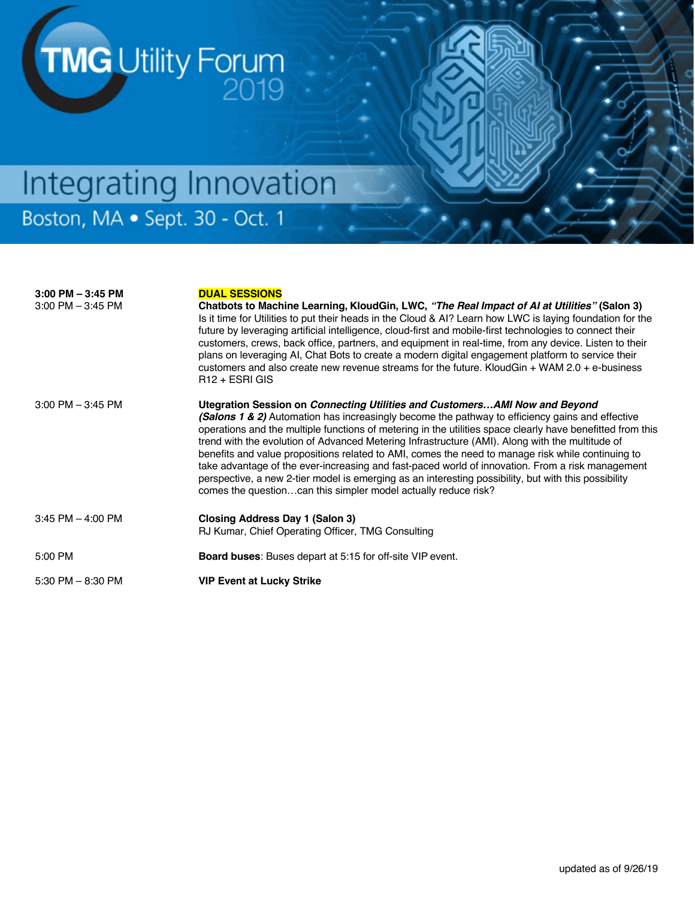# TMG Utility Forum 2019

## Integrating Innovation

Boston, MA • Sept. 30 - Oct. 1

| | |
|---|---|
| **3:00 PM – 3:45 PM** | **DUAL SESSIONS** |
| 3:00 PM – 3:45 PM | **Chatbots to Machine Learning, KloudGin, LWC, *"The Real Impact of AI at Utilities"* (Salon 3)** Is it time for Utilities to put their heads in the Cloud & AI? Learn how LWC is laying foundation for the future by leveraging artificial intelligence, cloud-first and mobile-first technologies to connect their customers, crews, back office, partners, and equipment in real-time, from any device. Listen to their plans on leveraging AI, Chat Bots to create a modern digital engagement platform to service their customers and also create new revenue streams for the future. KloudGin + WAM 2.0 + e-business R12 + ESRI GIS |
| 3:00 PM – 3:45 PM | **Utegration Session on *Connecting Utilities and Customers…AMI Now and Beyond (Salons 1 & 2)*** Automation has increasingly become the pathway to efficiency gains and effective operations and the multiple functions of metering in the utilities space clearly have benefitted from this trend with the evolution of Advanced Metering Infrastructure (AMI). Along with the multitude of benefits and value propositions related to AMI, comes the need to manage risk while continuing to take advantage of the ever-increasing and fast-paced world of innovation. From a risk management perspective, a new 2-tier model is emerging as an interesting possibility, but with this possibility comes the question…can this simpler model actually reduce risk? |
| 3:45 PM – 4:00 PM | **Closing Address Day 1 (Salon 3)** RJ Kumar, Chief Operating Officer, TMG Consulting |
| 5:00 PM | **Board buses**: Buses depart at 5:15 for off-site VIP event. |
| 5:30 PM – 8:30 PM | **VIP Event at Lucky Strike** |

updated as of 9/26/19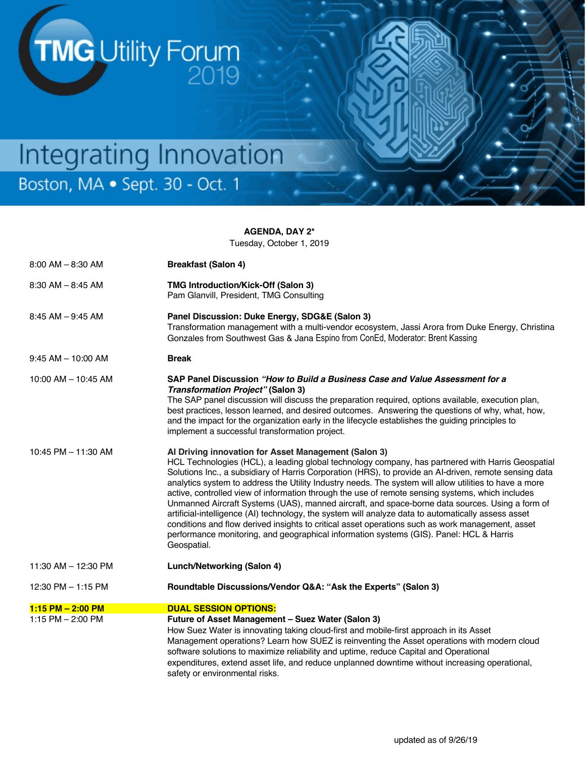# TMG Utility Forum 2019

## Integrating Innovation

Boston, MA • Sept. 30 - Oct. 1

**AGENDA, DAY 2***

Tuesday, October 1, 2019

| | |
|---|---|
| 8:00 AM – 8:30 AM | **Breakfast (Salon 4)** |
| 8:30 AM – 8:45 AM | **TMG Introduction/Kick-Off (Salon 3)**<br>Pam Glanvill, President, TMG Consulting |
| 8:45 AM – 9:45 AM | **Panel Discussion: Duke Energy, SDG&E (Salon 3)**<br>Transformation management with a multi-vendor ecosystem, Jassi Arora from Duke Energy, Christina Gonzales from Southwest Gas & Jana Espino from ConEd, Moderator: Brent Kassing |
| 9:45 AM – 10:00 AM | **Break** |
| 10:00 AM – 10:45 AM | **SAP Panel Discussion *"How to Build a Business Case and Value Assessment for a Transformation Project"* (Salon 3)**<br>The SAP panel discussion will discuss the preparation required, options available, execution plan, best practices, lesson learned, and desired outcomes. Answering the questions of why, what, how, and the impact for the organization early in the lifecycle establishes the guiding principles to implement a successful transformation project. |
| 10:45 PM – 11:30 AM | **AI Driving innovation for Asset Management (Salon 3)**<br>HCL Technologies (HCL), a leading global technology company, has partnered with Harris Geospatial Solutions Inc., a subsidiary of Harris Corporation (HRS), to provide an AI-driven, remote sensing data analytics system to address the Utility Industry needs. The system will allow utilities to have a more active, controlled view of information through the use of remote sensing systems, which includes Unmanned Aircraft Systems (UAS), manned aircraft, and space-borne data sources. Using a form of artificial-intelligence (AI) technology, the system will analyze data to automatically assess asset conditions and flow derived insights to critical asset operations such as work management, asset performance monitoring, and geographical information systems (GIS). Panel: HCL & Harris Geospatial. |
| 11:30 AM – 12:30 PM | **Lunch/Networking (Salon 4)** |
| 12:30 PM – 1:15 PM | **Roundtable Discussions/Vendor Q&A: "Ask the Experts" (Salon 3)** |
| **1:15 PM – 2:00 PM** | **DUAL SESSION OPTIONS:** |
| 1:15 PM – 2:00 PM | **Future of Asset Management – Suez Water (Salon 3)**<br>How Suez Water is innovating taking cloud-first and mobile-first approach in its Asset Management operations? Learn how SUEZ is reinventing the Asset operations with modern cloud software solutions to maximize reliability and uptime, reduce Capital and Operational expenditures, extend asset life, and reduce unplanned downtime without increasing operational, safety or environmental risks. |

updated as of 9/26/19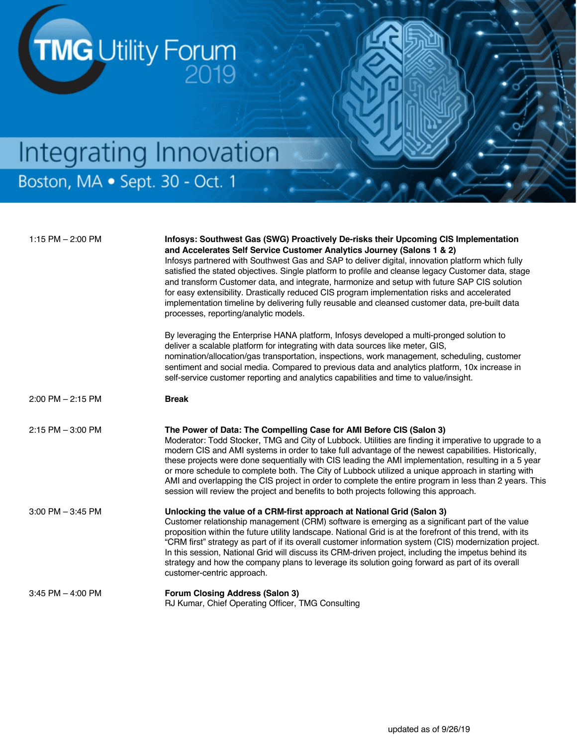# TMG Utility Forum 2019

## Integrating Innovation

Boston, MA • Sept. 30 - Oct. 1

| | |
|---|---|
| 1:15 PM – 2:00 PM | **Infosys: Southwest Gas (SWG) Proactively De-risks their Upcoming CIS Implementation and Accelerates Self Service Customer Analytics Journey (Salons 1 & 2)**<br>Infosys partnered with Southwest Gas and SAP to deliver digital, innovation platform which fully satisfied the stated objectives. Single platform to profile and cleanse legacy Customer data, stage and transform Customer data, and integrate, harmonize and setup with future SAP CIS solution for easy extensibility. Drastically reduced CIS program implementation risks and accelerated implementation timeline by delivering fully reusable and cleansed customer data, pre-built data processes, reporting/analytic models.<br><br>By leveraging the Enterprise HANA platform, Infosys developed a multi-pronged solution to deliver a scalable platform for integrating with data sources like meter, GIS, nomination/allocation/gas transportation, inspections, work management, scheduling, customer sentiment and social media. Compared to previous data and analytics platform, 10x increase in self-service customer reporting and analytics capabilities and time to value/insight. |
| 2:00 PM – 2:15 PM | **Break** |
| 2:15 PM – 3:00 PM | **The Power of Data: The Compelling Case for AMI Before CIS (Salon 3)**<br>Moderator: Todd Stocker, TMG and City of Lubbock. Utilities are finding it imperative to upgrade to a modern CIS and AMI systems in order to take full advantage of the newest capabilities. Historically, these projects were done sequentially with CIS leading the AMI implementation, resulting in a 5 year or more schedule to complete both. The City of Lubbock utilized a unique approach in starting with AMI and overlapping the CIS project in order to complete the entire program in less than 2 years. This session will review the project and benefits to both projects following this approach. |
| 3:00 PM – 3:45 PM | **Unlocking the value of a CRM-first approach at National Grid (Salon 3)**<br>Customer relationship management (CRM) software is emerging as a significant part of the value proposition within the future utility landscape. National Grid is at the forefront of this trend, with its "CRM first" strategy as part of if its overall customer information system (CIS) modernization project. In this session, National Grid will discuss its CRM-driven project, including the impetus behind its strategy and how the company plans to leverage its solution going forward as part of its overall customer-centric approach. |
| 3:45 PM – 4:00 PM | **Forum Closing Address (Salon 3)**<br>RJ Kumar, Chief Operating Officer, TMG Consulting |

updated as of 9/26/19